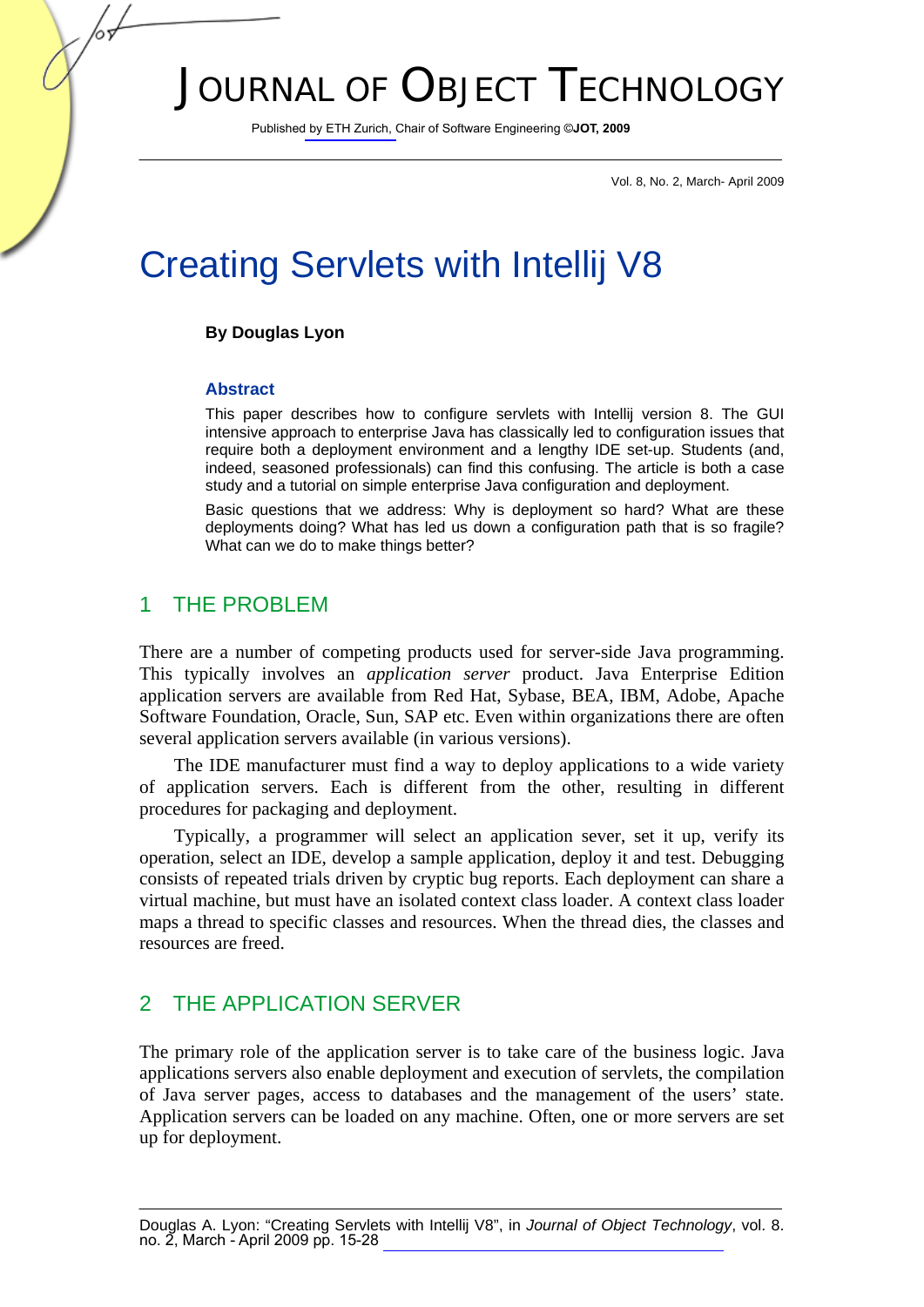# Creating Servlets with Intellij V8

**By Douglas Lyon**

### Abstract

This paper describes how to configure servlets with Intellij version 8. The GUI intensive approach to enterprise Java has classically led to configuration issues that require both a deployment environment and a lengthy IDE set-up. Students (and, indeed, seasoned professionals) can find this confusing. The article is both a case study and a tutorial on simple enterprise Java configuration and deployment.

Basic questions that we address: Why is deployment so hard? What are these deployments doing? What has led us down a configuration path that is so fragile? What can we do to make things better?

## 1 THE PROBLEM

There are a number of competing products used for server-side Java programming. This typically involves an *application server* product. Java Enterprise Edition application servers are available from Red Hat, Sybase, BEA, IBM, Adobe, Apache Software Foundation, Oracle, Sun, SAP etc. Even within organizations there are often several application servers available (in various versions).

The IDE manufacturer must find a way to deploy applications to a wide variety of application servers. Each is different from the other, resulting in different procedures for packaging and deployment.

Typically, a programmer will select an application sever, set it up, verify its operation, select an IDE, develop a sample application, deploy it and test. Debugging consists of repeated trials driven by cryptic bug reports. Each deployment can share a virtual machine, but must have an isolated context class loader. A context class loader maps a thread to specific classes and resources. When the thread dies, the classes and resources are freed.

## 2 THE APPLICATION SERVER

The primary role of the application server is to take care of the business logic. Java applications servers also enable deployment and execution of servlets, the compilation of Java server pages, access to databases and the management of the users' state. Application servers can be loaded on any machine. Often, one or more servers are set up for deployment.

Douglas A. Lyon: "Creating Servlets with Intellij V8", in *Journal of Object Technology*, vol. 8. no. 2, March - April 2009 pp. 15-28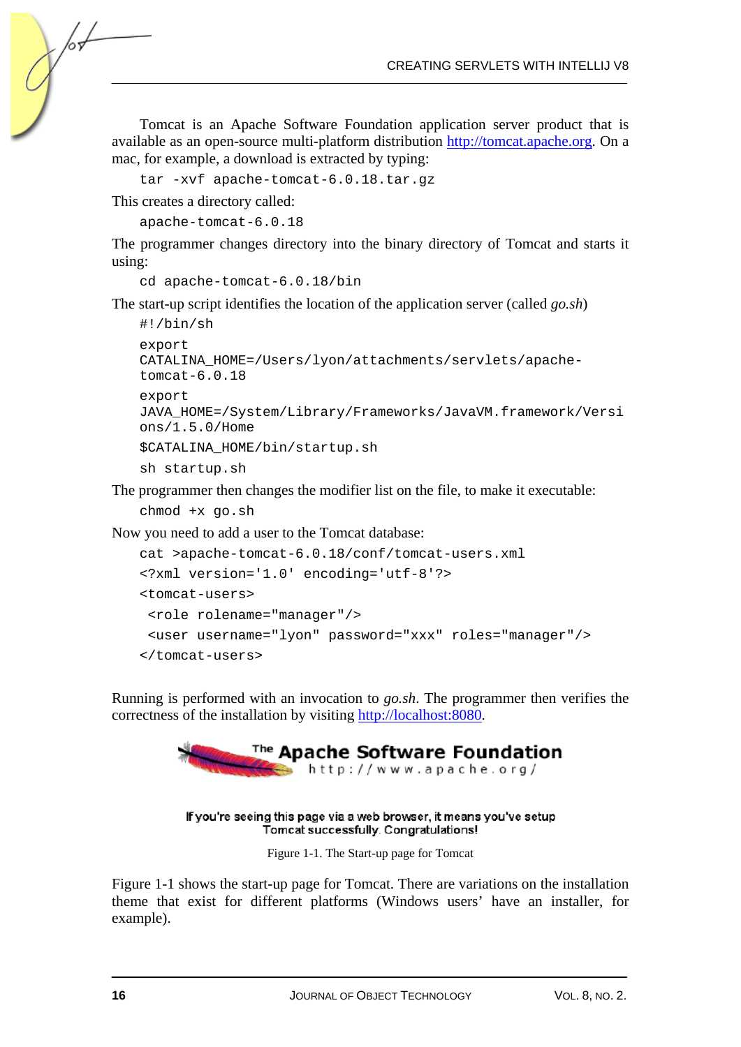Tomcat is an Apache Software Foundation application server product that is available as an open-source multi-platform distribution http://tomcat.apache.org. On a mac, for example, a download is extracted by typing:

```
tar -xvf apache-tomcat-6.0.18.tar.gz
```

This creates a directory called:

```
apache-tomcat-6.0.18
```

The programmer changes directory into the binary directory of Tomcat and starts it using:

```
cd apache-tomcat-6.0.18/bin
```

The start-up script identifies the location of the application server (called *go.sh*)

```
#!/bin/sh

export
CATALINA_HOME=/Users/lyon/attachments/servlets/apache-
tomcat-6.0.18

export
JAVA_HOME=/System/Library/Frameworks/JavaVM.framework/Versi
ons/1.5.0/Home

$CATALINA_HOME/bin/startup.sh

sh startup.sh
```

The programmer then changes the modifier list on the file, to make it executable:

```
chmod +x go.sh
```

Now you need to add a user to the Tomcat database:

```
cat >apache-tomcat-6.0.18/conf/tomcat-users.xml
<?xml version='1.0' encoding='utf-8'?>
<tomcat-users>
 <role rolename="manager"/>
 <user username="lyon" password="xxx" roles="manager"/>
</tomcat-users>
```

Running is performed with an invocation to *go.sh*. The programmer then verifies the correctness of the installation by visiting http://localhost:8080.

The Apache Software Foundation
http://www.apache.org/

If you're seeing this page via a web browser, it means you've setup Tomcat successfully. Congratulations!

Figure 1-1. The Start-up page for Tomcat

Figure 1-1 shows the start-up page for Tomcat. There are variations on the installation theme that exist for different platforms (Windows users' have an installer, for example).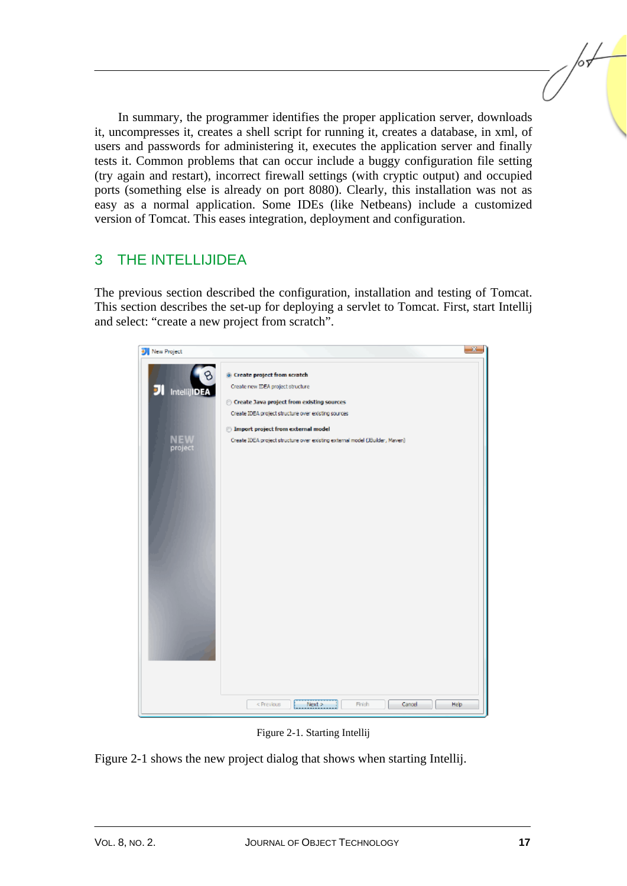In summary, the programmer identifies the proper application server, downloads it, uncompresses it, creates a shell script for running it, creates a database, in xml, of users and passwords for administering it, executes the application server and finally tests it. Common problems that can occur include a buggy configuration file setting (try again and restart), incorrect firewall settings (with cryptic output) and occupied ports (something else is already on port 8080). Clearly, this installation was not as easy as a normal application. Some IDEs (like Netbeans) include a customized version of Tomcat. This eases integration, deployment and configuration.

## 3 THE INTELLIJIDEA

The previous section described the configuration, installation and testing of Tomcat. This section describes the set-up for deploying a servlet to Tomcat. First, start Intellij and select: "create a new project from scratch".

Figure 2-1. Starting Intellij

Figure 2-1 shows the new project dialog that shows when starting Intellij.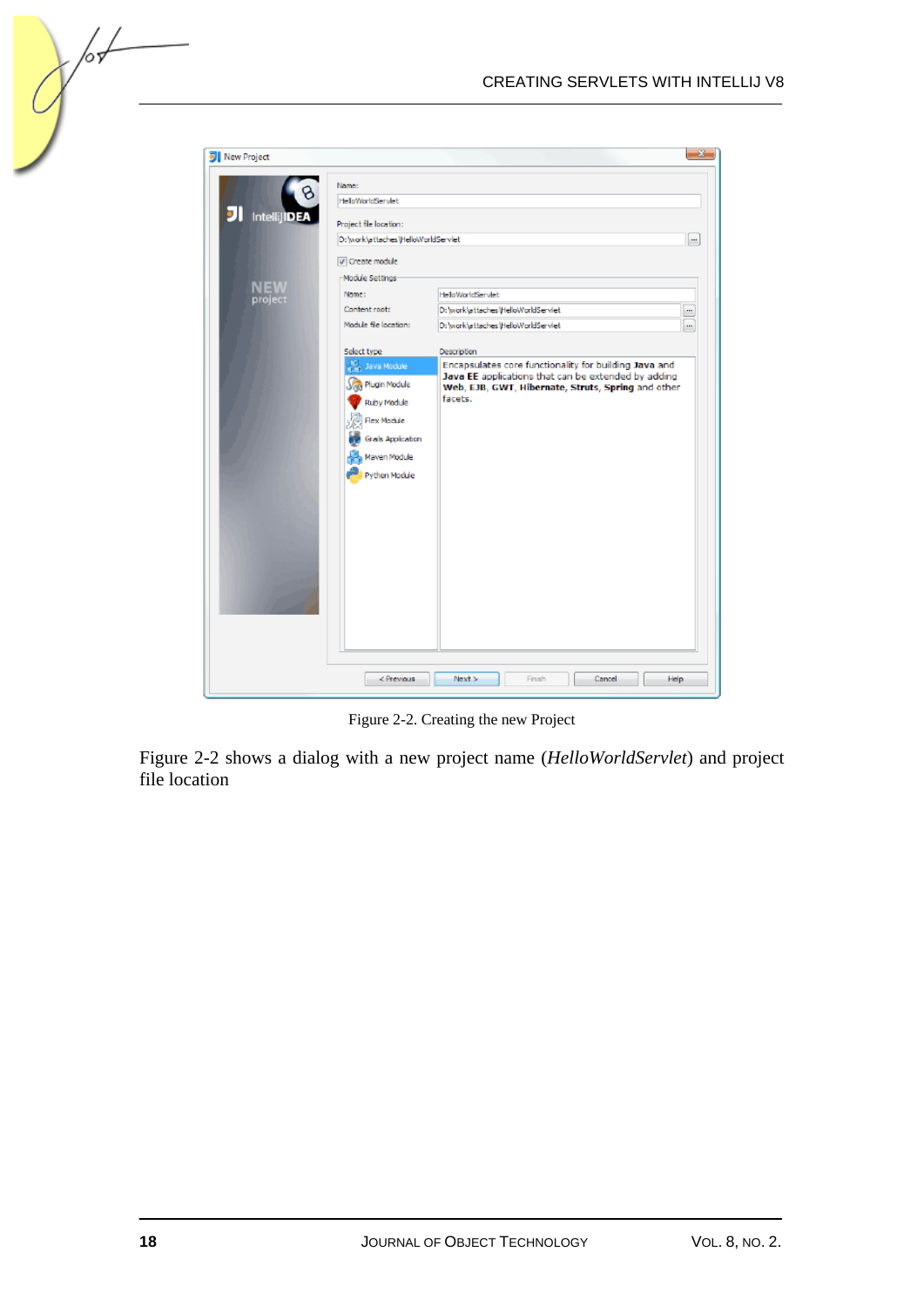Figure 2-2. Creating the new Project

Figure 2-2 shows a dialog with a new project name (*HelloWorldServlet*) and project file location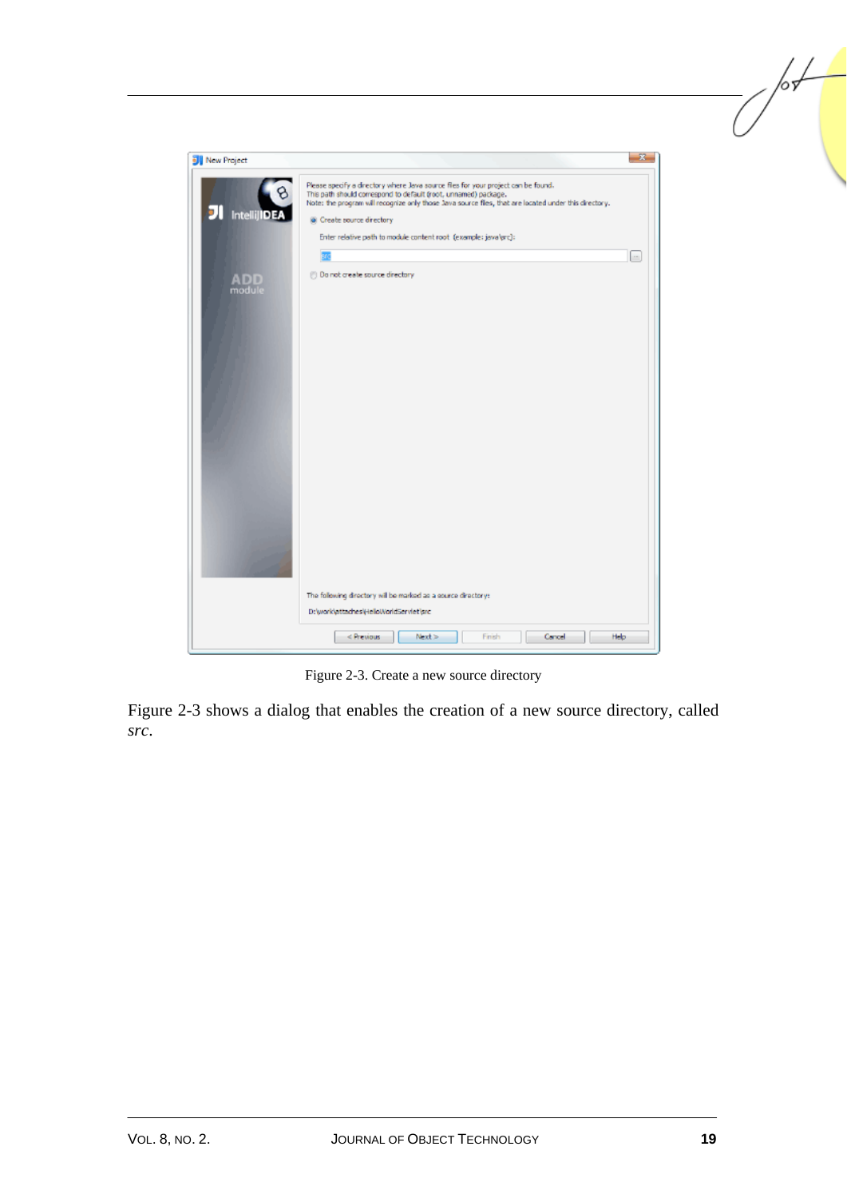Figure 2-3. Create a new source directory

Figure 2-3 shows a dialog that enables the creation of a new source directory, called *src*.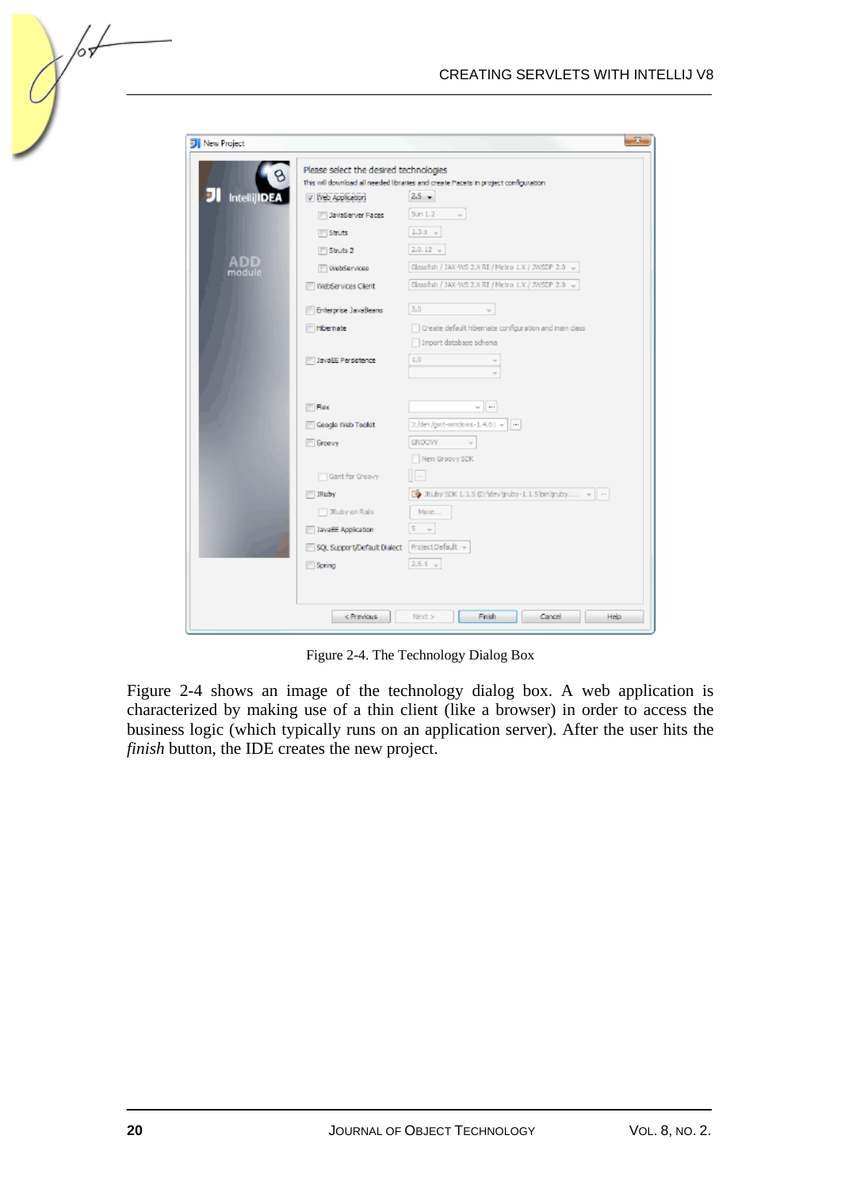Figure 2-4. The Technology Dialog Box

Figure 2-4 shows an image of the technology dialog box. A web application is characterized by making use of a thin client (like a browser) in order to access the business logic (which typically runs on an application server). After the user hits the *finish* button, the IDE creates the new project.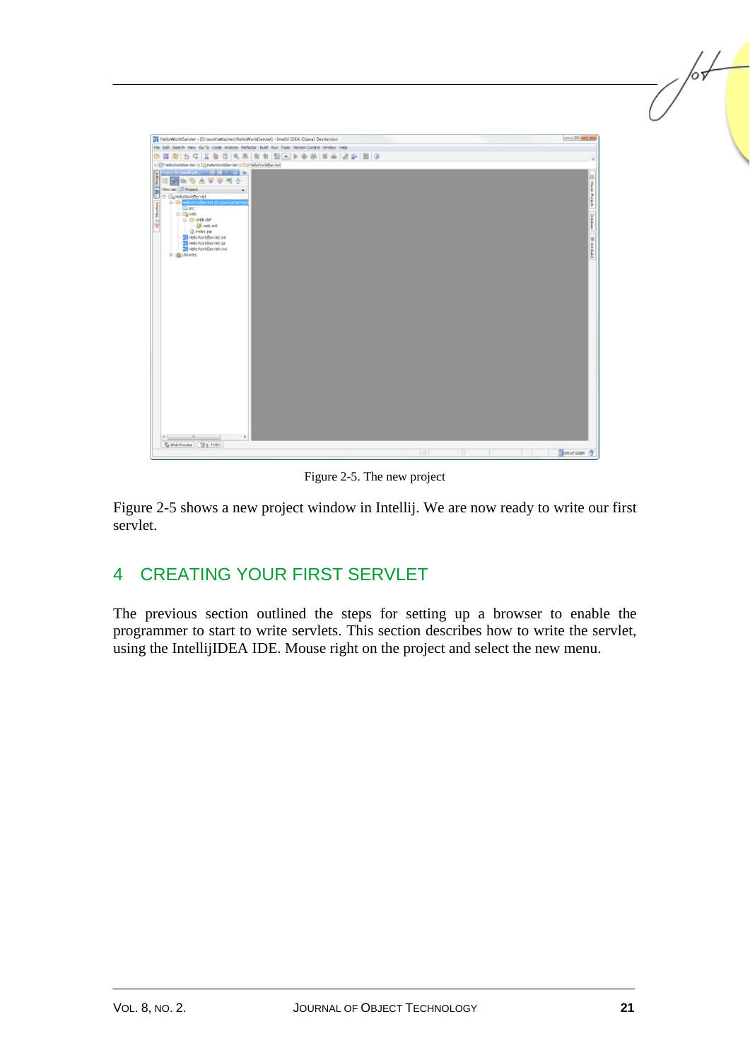Figure 2-5. The new project

Figure 2-5 shows a new project window in Intellij. We are now ready to write our first servlet.

## 4 CREATING YOUR FIRST SERVLET

The previous section outlined the steps for setting up a browser to enable the programmer to start to write servlets. This section describes how to write the servlet, using the IntellijIDEA IDE. Mouse right on the project and select the new menu.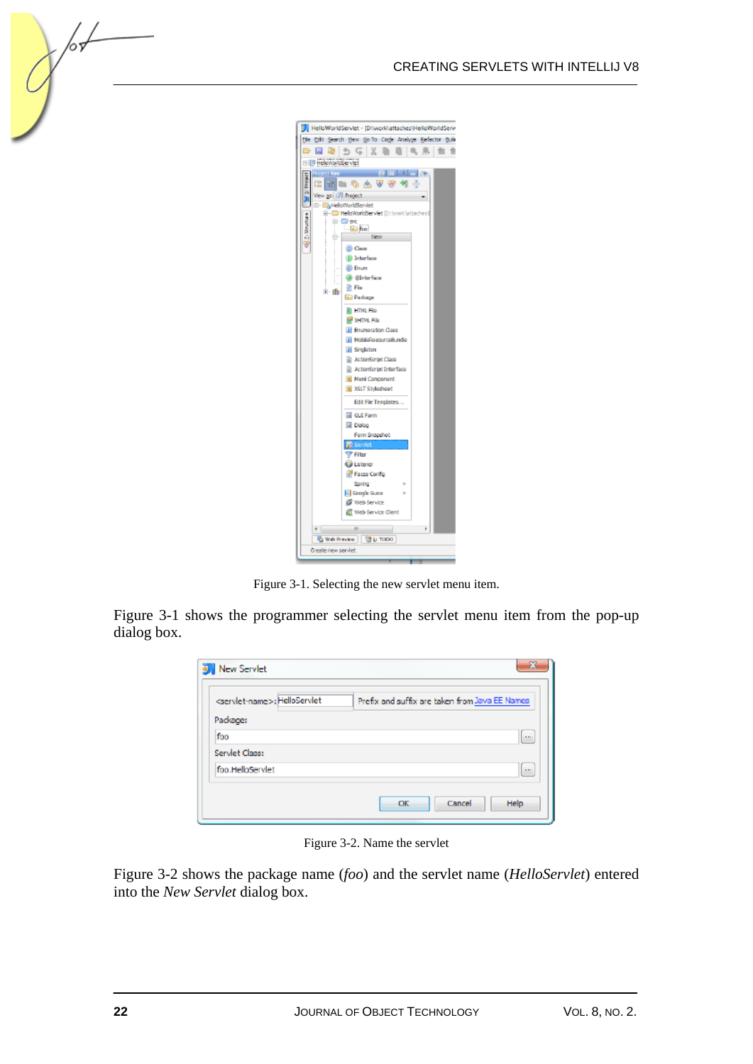Figure 3-1. Selecting the new servlet menu item.

Figure 3-1 shows the programmer selecting the servlet menu item from the pop-up dialog box.

Figure 3-2. Name the servlet

Figure 3-2 shows the package name (*foo*) and the servlet name (*HelloServlet*) entered into the *New Servlet* dialog box.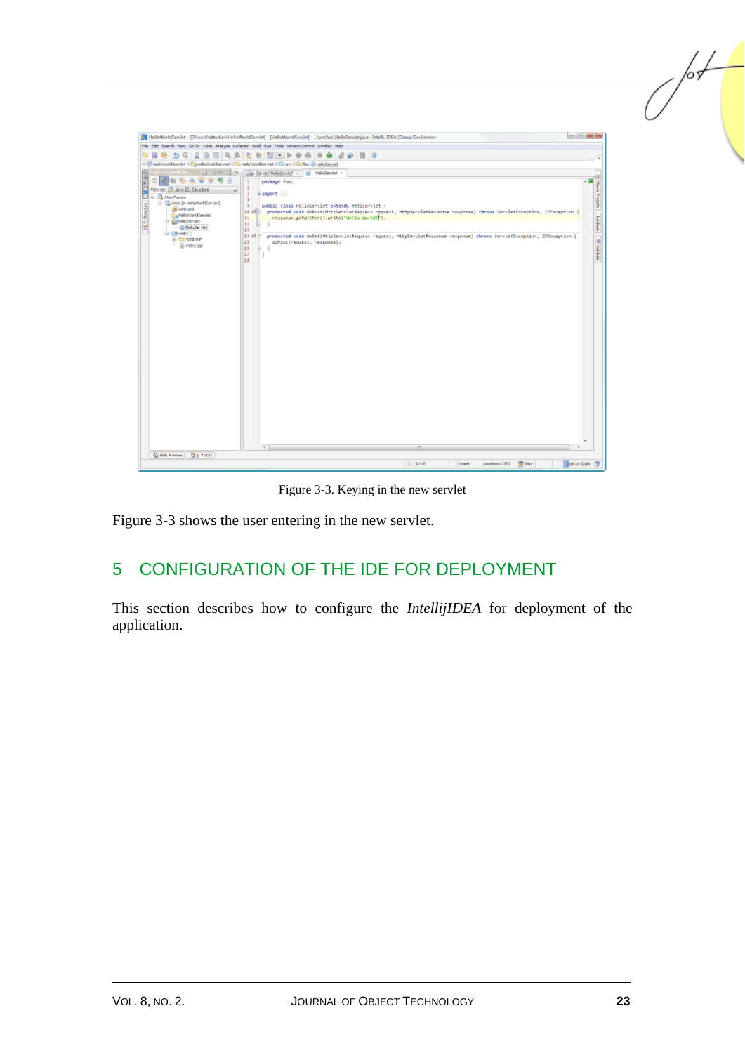Figure 3-3. Keying in the new servlet

Figure 3-3 shows the user entering in the new servlet.

## 5 CONFIGURATION OF THE IDE FOR DEPLOYMENT

This section describes how to configure the *IntellijIDEA* for deployment of the application.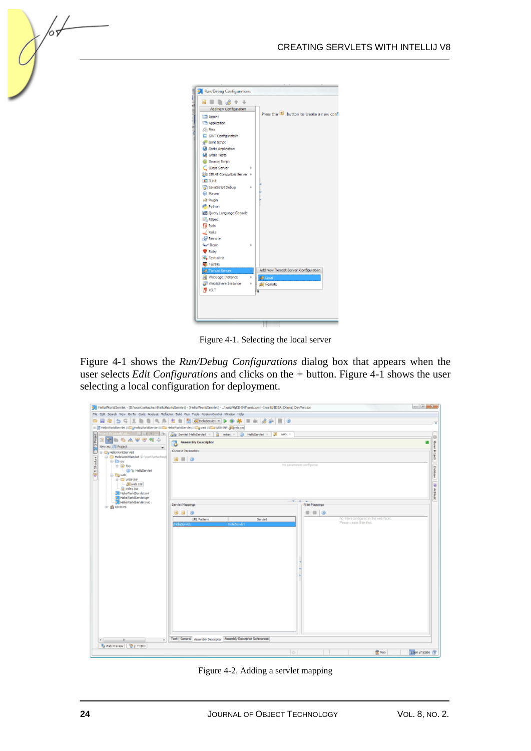Figure 4-1. Selecting the local server

Figure 4-1 shows the *Run/Debug Configurations* dialog box that appears when the user selects *Edit Configurations* and clicks on the + button. Figure 4-1 shows the user selecting a local configuration for deployment.

Figure 4-2. Adding a servlet mapping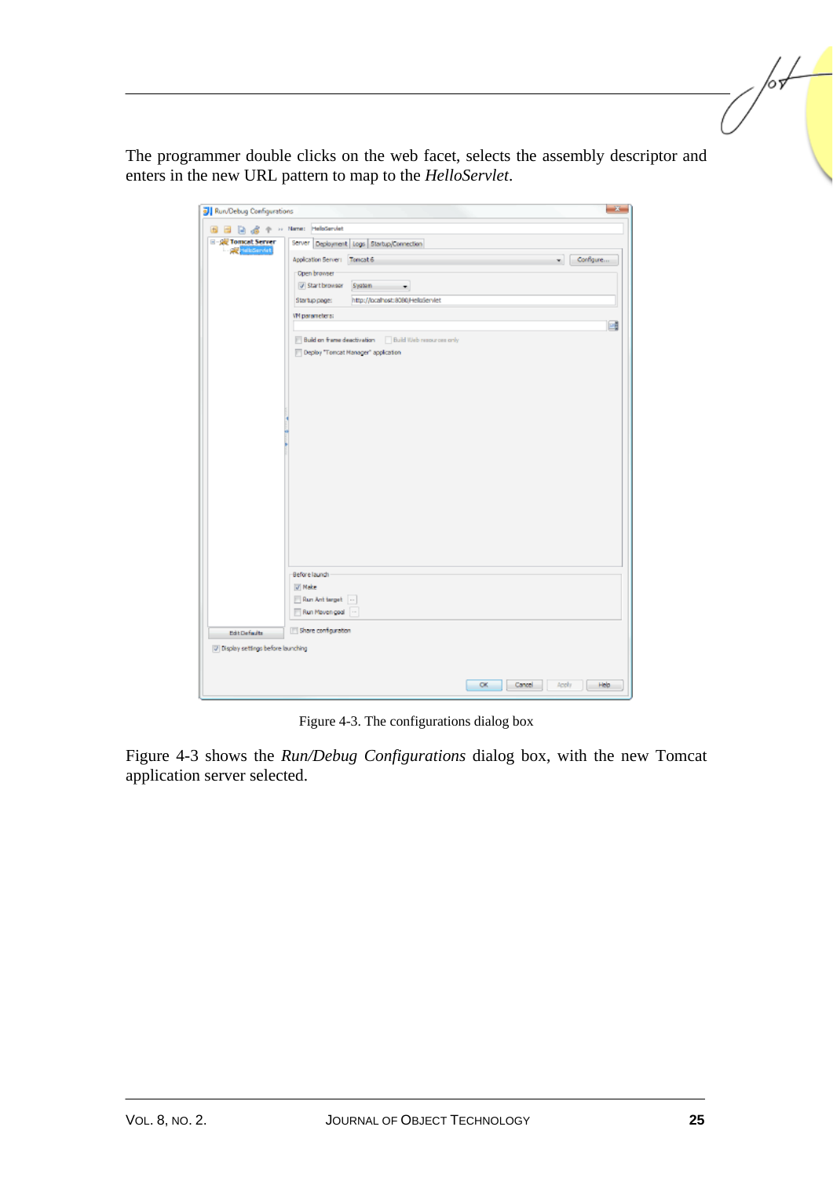The programmer double clicks on the web facet, selects the assembly descriptor and enters in the new URL pattern to map to the *HelloServlet*.

Figure 4-3. The configurations dialog box

Figure 4-3 shows the *Run/Debug Configurations* dialog box, with the new Tomcat application server selected.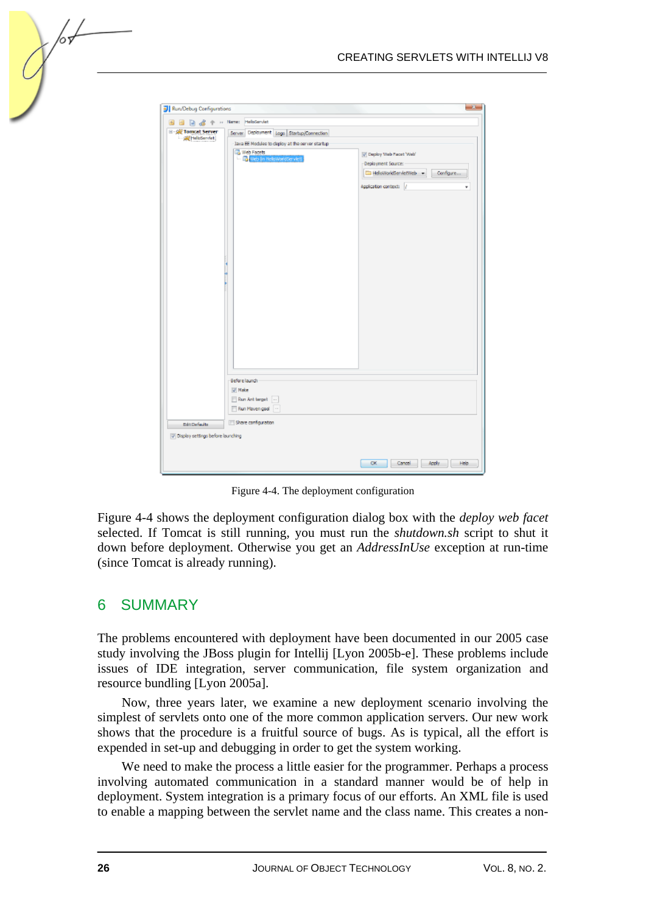Figure 4-4. The deployment configuration

Figure 4-4 shows the deployment configuration dialog box with the *deploy web facet* selected. If Tomcat is still running, you must run the *shutdown.sh* script to shut it down before deployment. Otherwise you get an *AddressInUse* exception at run-time (since Tomcat is already running).

## 6 SUMMARY

The problems encountered with deployment have been documented in our 2005 case study involving the JBoss plugin for Intellij [Lyon 2005b-e]. These problems include issues of IDE integration, server communication, file system organization and resource bundling [Lyon 2005a].

Now, three years later, we examine a new deployment scenario involving the simplest of servlets onto one of the more common application servers. Our new work shows that the procedure is a fruitful source of bugs. As is typical, all the effort is expended in set-up and debugging in order to get the system working.

We need to make the process a little easier for the programmer. Perhaps a process involving automated communication in a standard manner would be of help in deployment. System integration is a primary focus of our efforts. An XML file is used to enable a mapping between the servlet name and the class name. This creates a non-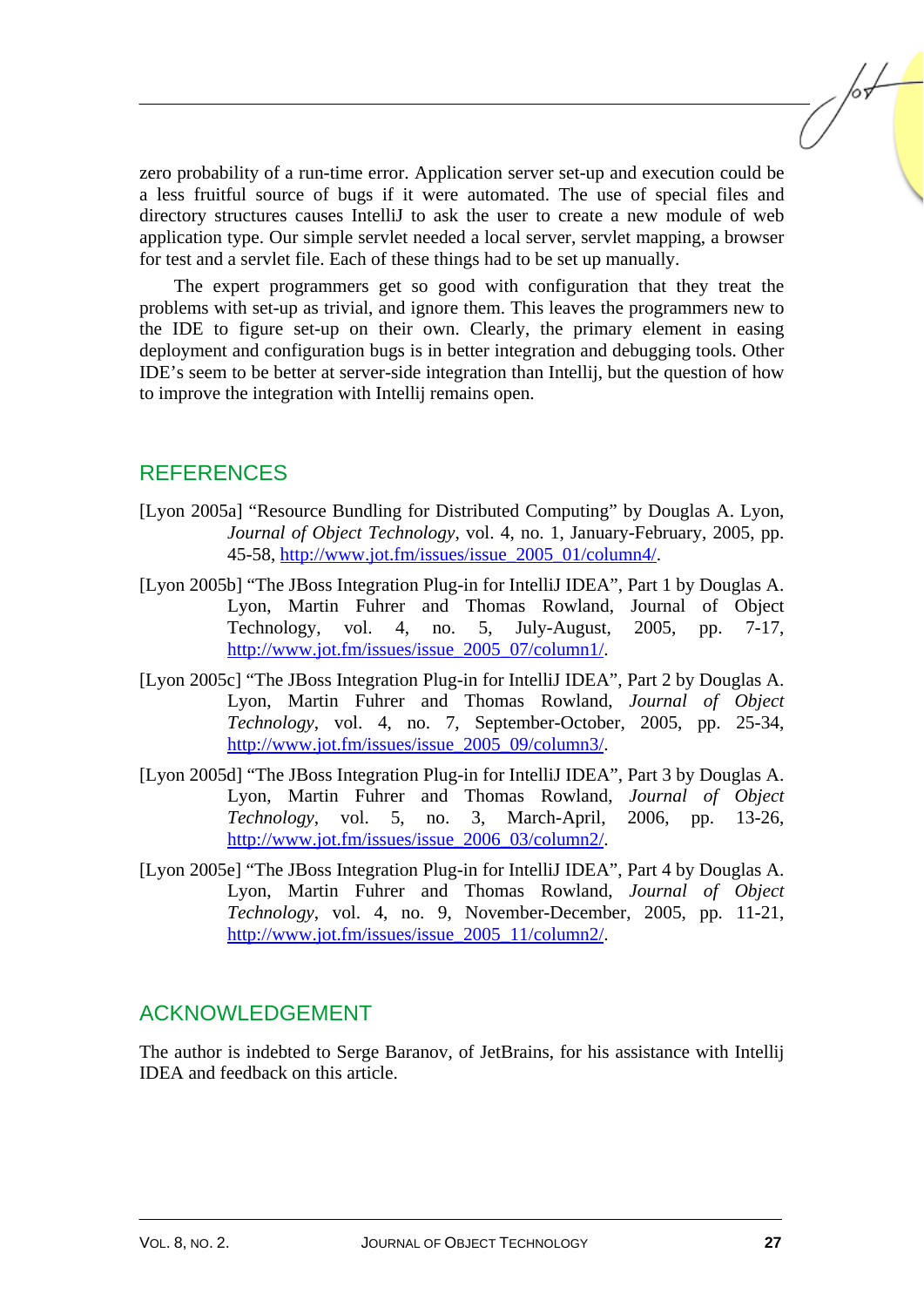zero probability of a run-time error. Application server set-up and execution could be a less fruitful source of bugs if it were automated. The use of special files and directory structures causes IntelliJ to ask the user to create a new module of web application type. Our simple servlet needed a local server, servlet mapping, a browser for test and a servlet file. Each of these things had to be set up manually.

The expert programmers get so good with configuration that they treat the problems with set-up as trivial, and ignore them. This leaves the programmers new to the IDE to figure set-up on their own. Clearly, the primary element in easing deployment and configuration bugs is in better integration and debugging tools. Other IDE's seem to be better at server-side integration than Intellij, but the question of how to improve the integration with Intellij remains open.

## REFERENCES

[Lyon 2005a] "Resource Bundling for Distributed Computing" by Douglas A. Lyon, *Journal of Object Technology*, vol. 4, no. 1, January-February, 2005, pp. 45-58, http://www.jot.fm/issues/issue_2005_01/column4/.

[Lyon 2005b] "The JBoss Integration Plug-in for IntelliJ IDEA", Part 1 by Douglas A. Lyon, Martin Fuhrer and Thomas Rowland, Journal of Object Technology, vol. 4, no. 5, July-August, 2005, pp. 7-17, http://www.jot.fm/issues/issue_2005_07/column1/.

[Lyon 2005c] "The JBoss Integration Plug-in for IntelliJ IDEA", Part 2 by Douglas A. Lyon, Martin Fuhrer and Thomas Rowland, *Journal of Object Technology*, vol. 4, no. 7, September-October, 2005, pp. 25-34, http://www.jot.fm/issues/issue_2005_09/column3/.

[Lyon 2005d] "The JBoss Integration Plug-in for IntelliJ IDEA", Part 3 by Douglas A. Lyon, Martin Fuhrer and Thomas Rowland, *Journal of Object Technology*, vol. 5, no. 3, March-April, 2006, pp. 13-26, http://www.jot.fm/issues/issue_2006_03/column2/.

[Lyon 2005e] "The JBoss Integration Plug-in for IntelliJ IDEA", Part 4 by Douglas A. Lyon, Martin Fuhrer and Thomas Rowland, *Journal of Object Technology*, vol. 4, no. 9, November-December, 2005, pp. 11-21, http://www.jot.fm/issues/issue_2005_11/column2/.

## ACKNOWLEDGEMENT

The author is indebted to Serge Baranov, of JetBrains, for his assistance with Intellij IDEA and feedback on this article.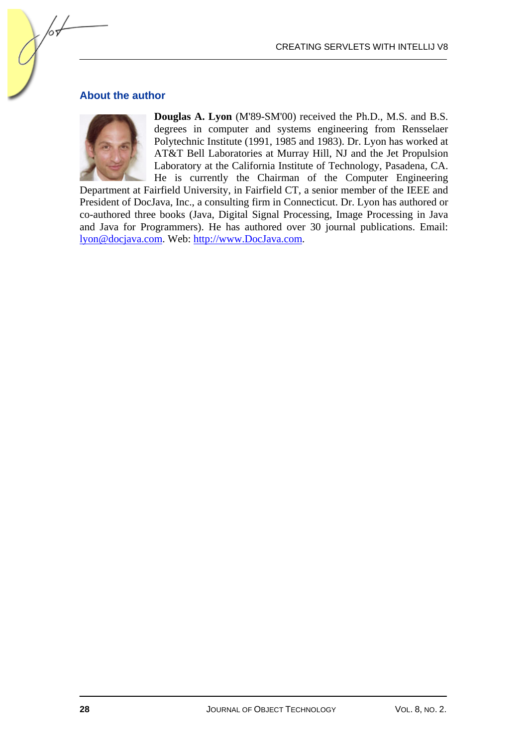## About the author

**Douglas A. Lyon** (M'89-SM'00) received the Ph.D., M.S. and B.S. degrees in computer and systems engineering from Rensselaer Polytechnic Institute (1991, 1985 and 1983). Dr. Lyon has worked at AT&T Bell Laboratories at Murray Hill, NJ and the Jet Propulsion Laboratory at the California Institute of Technology, Pasadena, CA. He is currently the Chairman of the Computer Engineering Department at Fairfield University, in Fairfield CT, a senior member of the IEEE and President of DocJava, Inc., a consulting firm in Connecticut. Dr. Lyon has authored or co-authored three books (Java, Digital Signal Processing, Image Processing in Java and Java for Programmers). He has authored over 30 journal publications. Email: lyon@docjava.com. Web: http://www.DocJava.com.